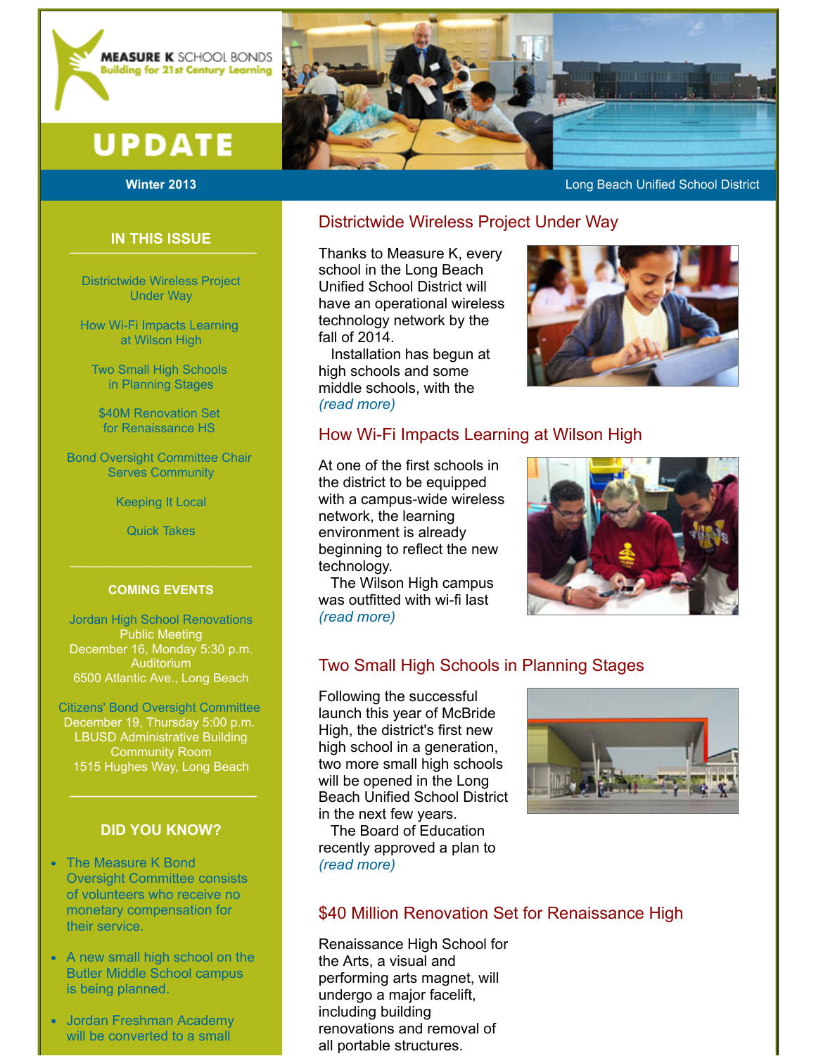# MEASURE K SCHOOL BONDS

Building for 21st Century Learning

# UPDATE

**Winter 2013** — Long Beach Unified School District

## IN THIS ISSUE

- Districtwide Wireless Project Under Way
- How Wi-Fi Impacts Learning at Wilson High
- Two Small High Schools in Planning Stages
- $40M Renovation Set for Renaissance HS
- Bond Oversight Committee Chair Serves Community
- Keeping It Local
- Quick Takes

## COMING EVENTS

Jordan High School Renovations Public Meeting
December 16, Monday 5:30 p.m.
Auditorium
6500 Atlantic Ave., Long Beach

Citizens' Bond Oversight Committee
December 19, Thursday 5:00 p.m.
LBUSD Administrative Building
Community Room
1515 Hughes Way, Long Beach

## DID YOU KNOW?

- The Measure K Bond Oversight Committee consists of volunteers who receive no monetary compensation for their service.
- A new small high school on the Butler Middle School campus is being planned.
- Jordan Freshman Academy will be converted to a small

## Districtwide Wireless Project Under Way

Thanks to Measure K, every school in the Long Beach Unified School District will have an operational wireless technology network by the fall of 2014.

Installation has begun at high schools and some middle schools, with the *(read more)*

## How Wi-Fi Impacts Learning at Wilson High

At one of the first schools in the district to be equipped with a campus-wide wireless network, the learning environment is already beginning to reflect the new technology.

The Wilson High campus was outfitted with wi-fi last *(read more)*

## Two Small High Schools in Planning Stages

Following the successful launch this year of McBride High, the district's first new high school in a generation, two more small high schools will be opened in the Long Beach Unified School District in the next few years.

The Board of Education recently approved a plan to *(read more)*

## $40 Million Renovation Set for Renaissance High

Renaissance High School for the Arts, a visual and performing arts magnet, will undergo a major facelift, including building renovations and removal of all portable structures.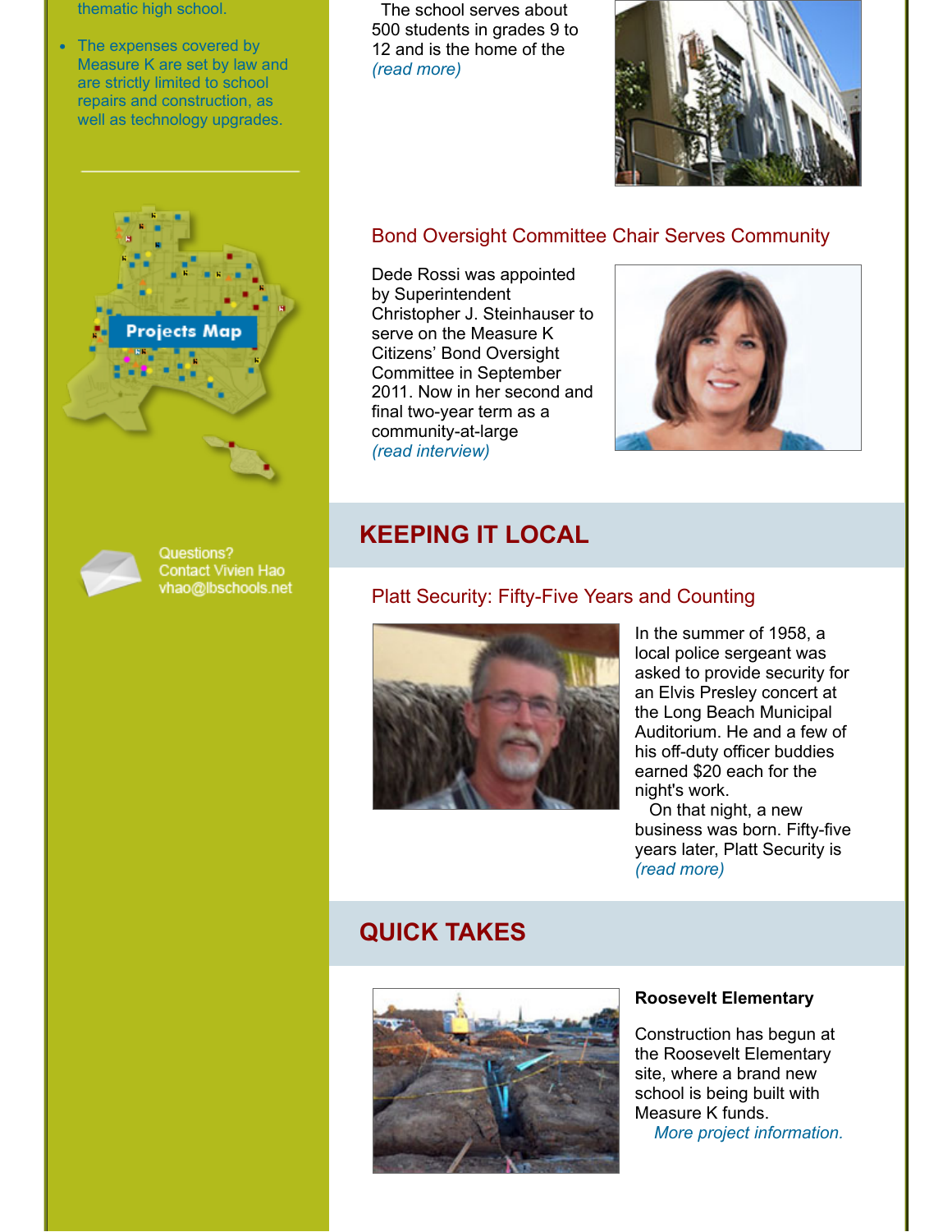thematic high school.

- The expenses covered by Measure K are set by law and are strictly limited to school repairs and construction, as well as technology upgrades.

Projects Map

Questions?
Contact Vivien Hao
vhao@lbschools.net

The school serves about 500 students in grades 9 to 12 and is the home of the *(read more)*

## Bond Oversight Committee Chair Serves Community

Dede Rossi was appointed by Superintendent Christopher J. Steinhauser to serve on the Measure K Citizens' Bond Oversight Committee in September 2011. Now in her second and final two-year term as a community-at-large *(read interview)*

# KEEPING IT LOCAL

## Platt Security: Fifty-Five Years and Counting

In the summer of 1958, a local police sergeant was asked to provide security for an Elvis Presley concert at the Long Beach Municipal Auditorium. He and a few of his off-duty officer buddies earned $20 each for the night's work.

On that night, a new business was born. Fifty-five years later, Platt Security is *(read more)*

# QUICK TAKES

**Roosevelt Elementary**

Construction has begun at the Roosevelt Elementary site, where a brand new school is being built with Measure K funds.

*More project information.*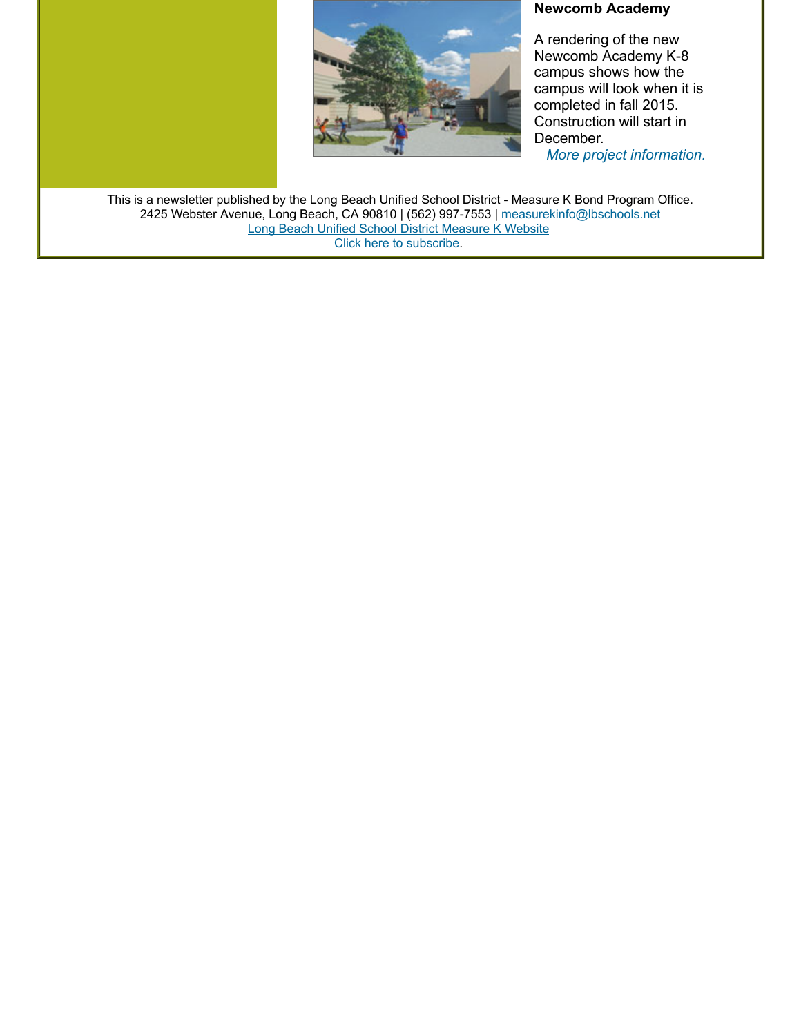**Newcomb Academy**

A rendering of the new Newcomb Academy K-8 campus shows how the campus will look when it is completed in fall 2015. Construction will start in December.

*More project information.*

This is a newsletter published by the Long Beach Unified School District - Measure K Bond Program Office.
2425 Webster Avenue, Long Beach, CA 90810 | (562) 997-7553 | measurekinfo@lbschools.net
Long Beach Unified School District Measure K Website
Click here to subscribe.